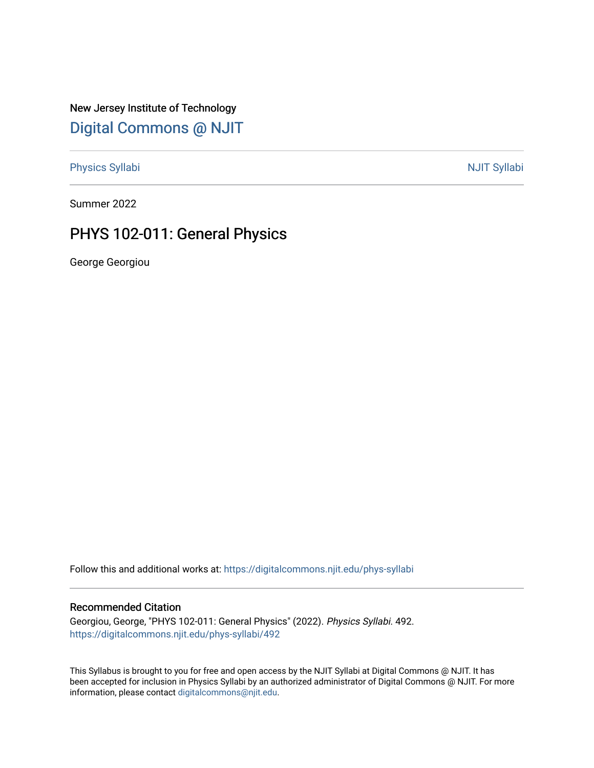New Jersey Institute of Technology

# Digital Commons @ NJIT

Physics Syllabi

NJIT Syllabi

Summer 2022

## PHYS 102-011: General Physics

George Georgiou

Follow this and additional works at: https://digitalcommons.njit.edu/phys-syllabi

### Recommended Citation

Georgiou, George, "PHYS 102-011: General Physics" (2022). *Physics Syllabi*. 492.
https://digitalcommons.njit.edu/phys-syllabi/492

This Syllabus is brought to you for free and open access by the NJIT Syllabi at Digital Commons @ NJIT. It has been accepted for inclusion in Physics Syllabi by an authorized administrator of Digital Commons @ NJIT. For more information, please contact digitalcommons@njit.edu.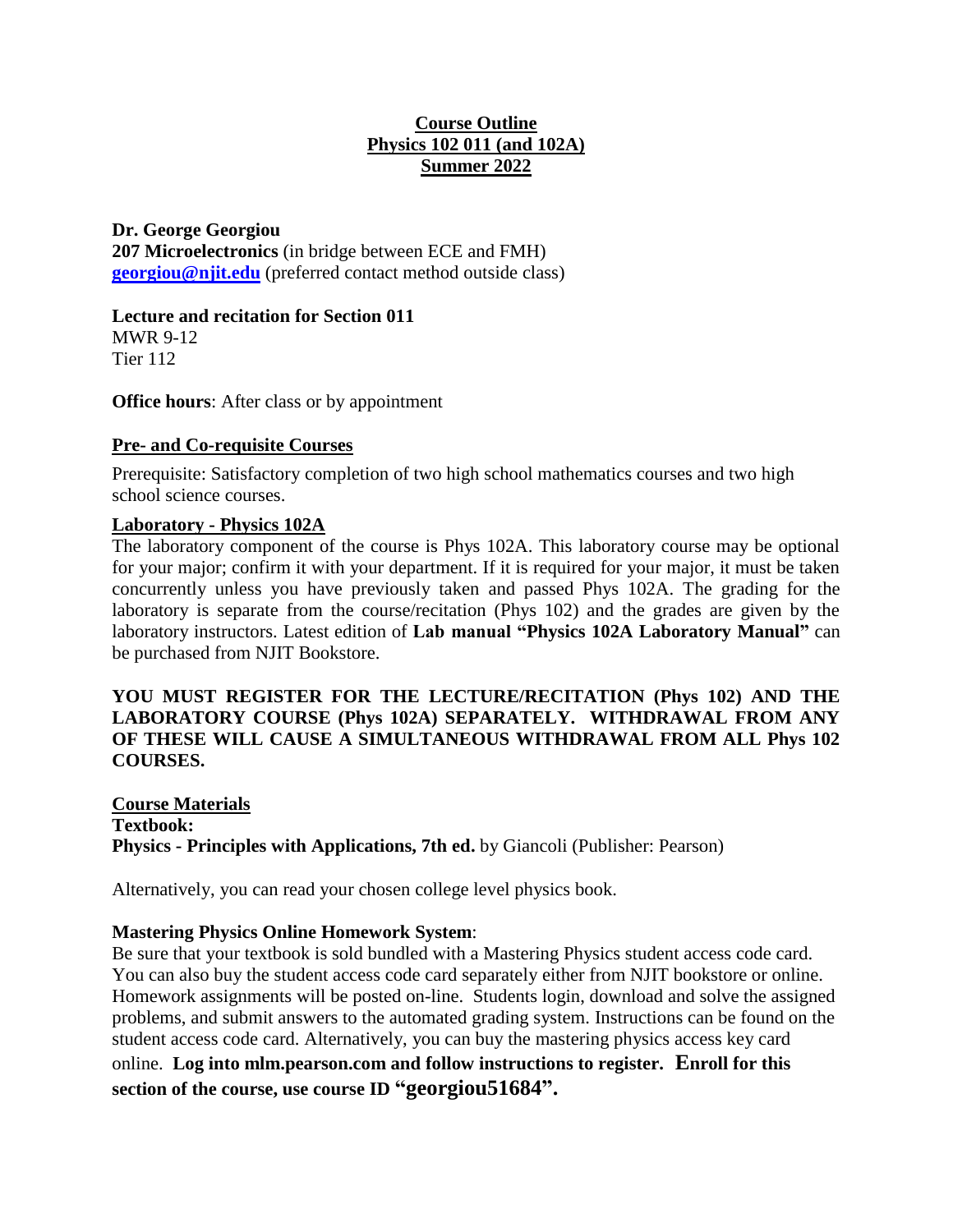**Course Outline**
**Physics 102 011 (and 102A)**
**Summer 2022**

**Dr. George Georgiou**
**207 Microelectronics** (in bridge between ECE and FMH)
**georgiou@njit.edu** (preferred contact method outside class)

**Lecture and recitation for Section 011**
MWR 9-12
Tier 112

**Office hours**: After class or by appointment

## Pre- and Co-requisite Courses

Prerequisite: Satisfactory completion of two high school mathematics courses and two high school science courses.

## Laboratory - Physics 102A

The laboratory component of the course is Phys 102A. This laboratory course may be optional for your major; confirm it with your department. If it is required for your major, it must be taken concurrently unless you have previously taken and passed Phys 102A. The grading for the laboratory is separate from the course/recitation (Phys 102) and the grades are given by the laboratory instructors. Latest edition of **Lab manual "Physics 102A Laboratory Manual"** can be purchased from NJIT Bookstore.

**YOU MUST REGISTER FOR THE LECTURE/RECITATION (Phys 102) AND THE LABORATORY COURSE (Phys 102A) SEPARATELY. WITHDRAWAL FROM ANY OF THESE WILL CAUSE A SIMULTANEOUS WITHDRAWAL FROM ALL Phys 102 COURSES.**

## Course Materials

**Textbook:**
**Physics - Principles with Applications, 7th ed.** by Giancoli (Publisher: Pearson)

Alternatively, you can read your chosen college level physics book.

**Mastering Physics Online Homework System**:
Be sure that your textbook is sold bundled with a Mastering Physics student access code card. You can also buy the student access code card separately either from NJIT bookstore or online. Homework assignments will be posted on-line. Students login, download and solve the assigned problems, and submit answers to the automated grading system. Instructions can be found on the student access code card. Alternatively, you can buy the mastering physics access key card online. **Log into mlm.pearson.com and follow instructions to register. Enroll for this section of the course, use course ID "georgiou51684".**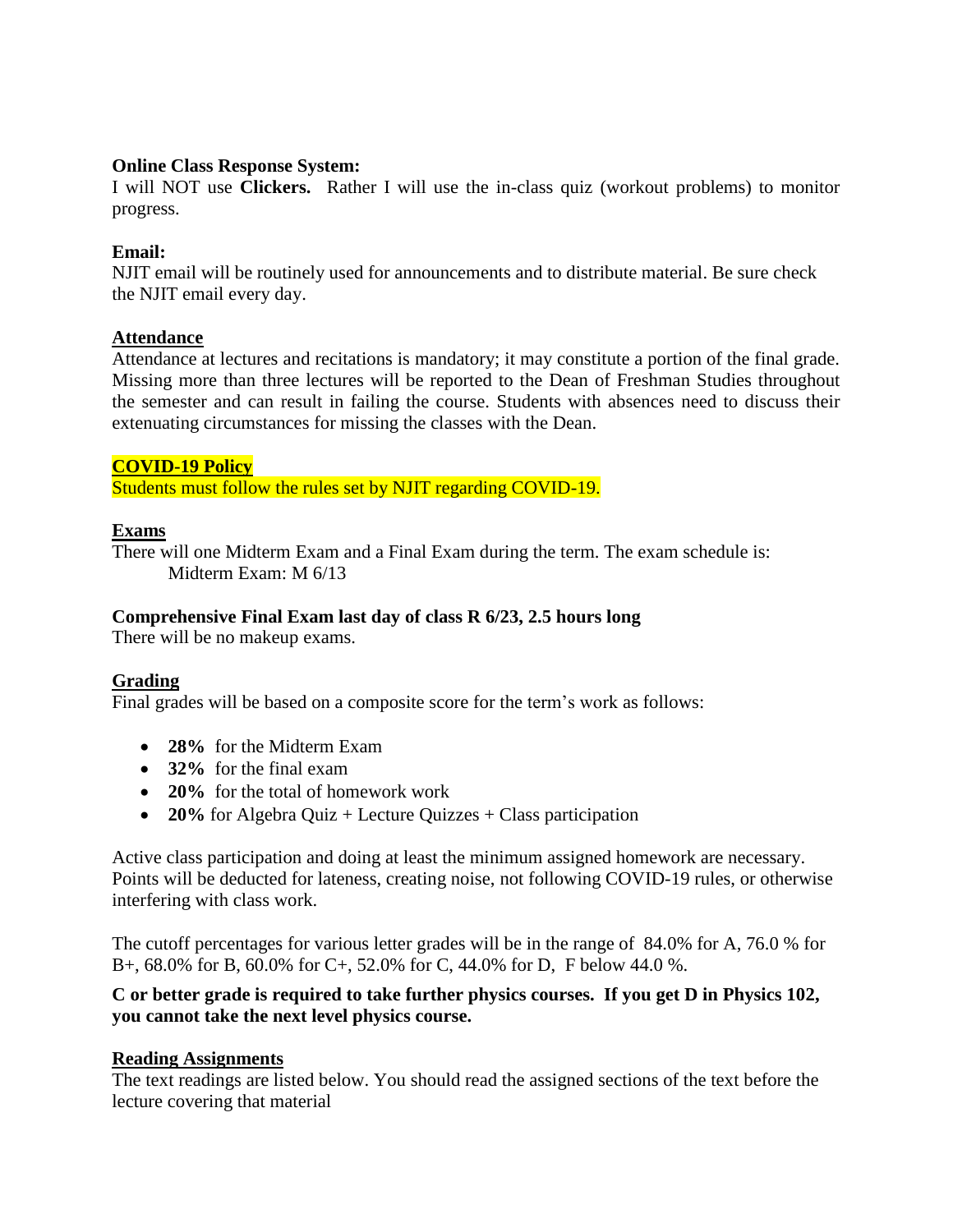**Online Class Response System:**
I will NOT use **Clickers.** Rather I will use the in-class quiz (workout problems) to monitor progress.

**Email:**
NJIT email will be routinely used for announcements and to distribute material. Be sure check the NJIT email every day.

**Attendance**

Attendance at lectures and recitations is mandatory; it may constitute a portion of the final grade. Missing more than three lectures will be reported to the Dean of Freshman Studies throughout the semester and can result in failing the course. Students with absences need to discuss their extenuating circumstances for missing the classes with the Dean.

**COVID-19 Policy**

Students must follow the rules set by NJIT regarding COVID-19.

**Exams**

There will one Midterm Exam and a Final Exam during the term. The exam schedule is:
Midterm Exam: M 6/13

**Comprehensive Final Exam last day of class R 6/23, 2.5 hours long**

There will be no makeup exams.

**Grading**

Final grades will be based on a composite score for the term's work as follows:

- **28%** for the Midterm Exam
- **32%** for the final exam
- **20%** for the total of homework work
- **20%** for Algebra Quiz + Lecture Quizzes + Class participation

Active class participation and doing at least the minimum assigned homework are necessary. Points will be deducted for lateness, creating noise, not following COVID-19 rules, or otherwise interfering with class work.

The cutoff percentages for various letter grades will be in the range of 84.0% for A, 76.0 % for B+, 68.0% for B, 60.0% for C+, 52.0% for C, 44.0% for D, F below 44.0 %.

**C or better grade is required to take further physics courses. If you get D in Physics 102, you cannot take the next level physics course.**

**Reading Assignments**

The text readings are listed below. You should read the assigned sections of the text before the lecture covering that material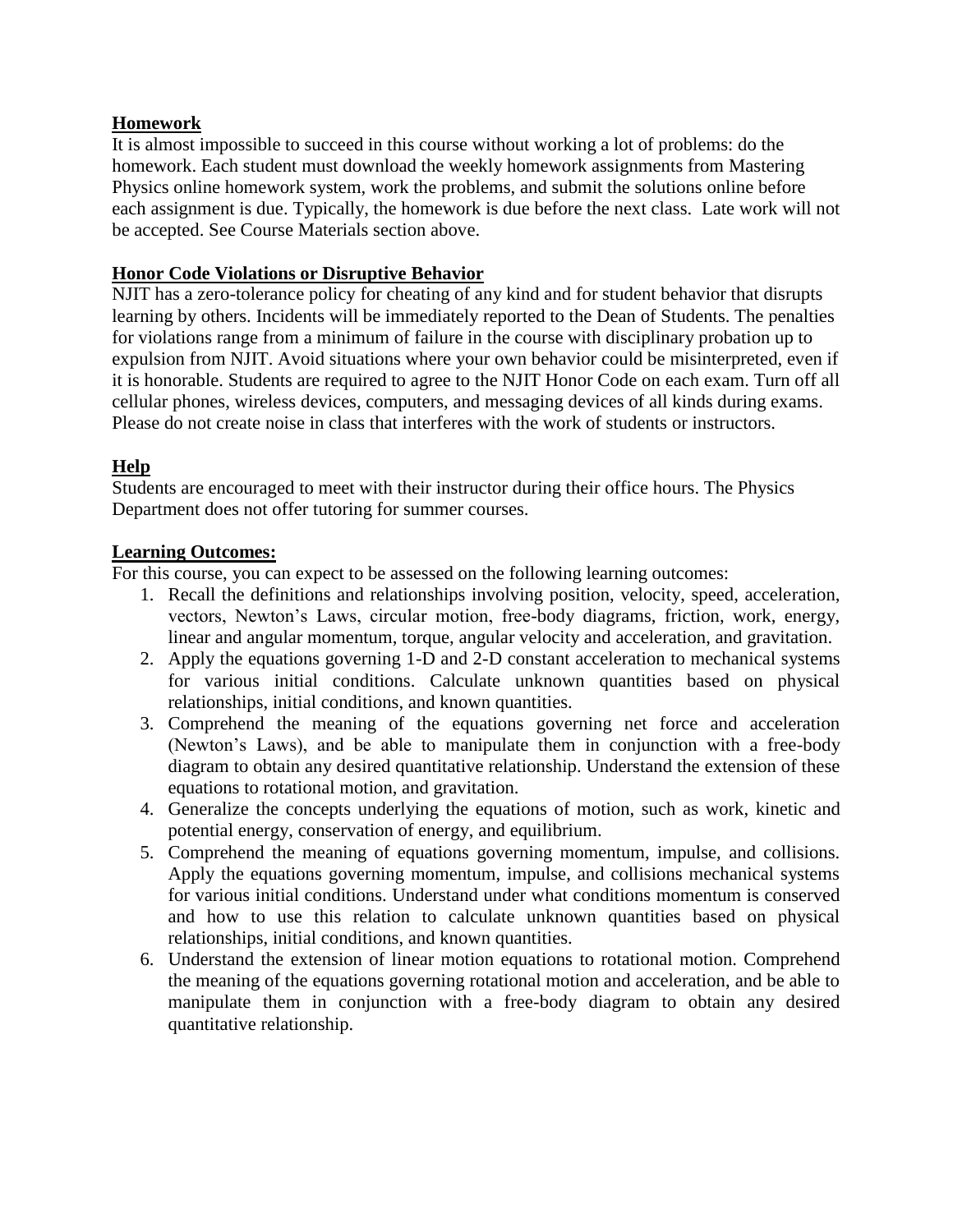## Homework

It is almost impossible to succeed in this course without working a lot of problems: do the homework. Each student must download the weekly homework assignments from Mastering Physics online homework system, work the problems, and submit the solutions online before each assignment is due. Typically, the homework is due before the next class. Late work will not be accepted. See Course Materials section above.

## Honor Code Violations or Disruptive Behavior

NJIT has a zero-tolerance policy for cheating of any kind and for student behavior that disrupts learning by others. Incidents will be immediately reported to the Dean of Students. The penalties for violations range from a minimum of failure in the course with disciplinary probation up to expulsion from NJIT. Avoid situations where your own behavior could be misinterpreted, even if it is honorable. Students are required to agree to the NJIT Honor Code on each exam. Turn off all cellular phones, wireless devices, computers, and messaging devices of all kinds during exams. Please do not create noise in class that interferes with the work of students or instructors.

## Help

Students are encouraged to meet with their instructor during their office hours. The Physics Department does not offer tutoring for summer courses.

## Learning Outcomes:

For this course, you can expect to be assessed on the following learning outcomes:

1. Recall the definitions and relationships involving position, velocity, speed, acceleration, vectors, Newton's Laws, circular motion, free-body diagrams, friction, work, energy, linear and angular momentum, torque, angular velocity and acceleration, and gravitation.
2. Apply the equations governing 1-D and 2-D constant acceleration to mechanical systems for various initial conditions. Calculate unknown quantities based on physical relationships, initial conditions, and known quantities.
3. Comprehend the meaning of the equations governing net force and acceleration (Newton's Laws), and be able to manipulate them in conjunction with a free-body diagram to obtain any desired quantitative relationship. Understand the extension of these equations to rotational motion, and gravitation.
4. Generalize the concepts underlying the equations of motion, such as work, kinetic and potential energy, conservation of energy, and equilibrium.
5. Comprehend the meaning of equations governing momentum, impulse, and collisions. Apply the equations governing momentum, impulse, and collisions mechanical systems for various initial conditions. Understand under what conditions momentum is conserved and how to use this relation to calculate unknown quantities based on physical relationships, initial conditions, and known quantities.
6. Understand the extension of linear motion equations to rotational motion. Comprehend the meaning of the equations governing rotational motion and acceleration, and be able to manipulate them in conjunction with a free-body diagram to obtain any desired quantitative relationship.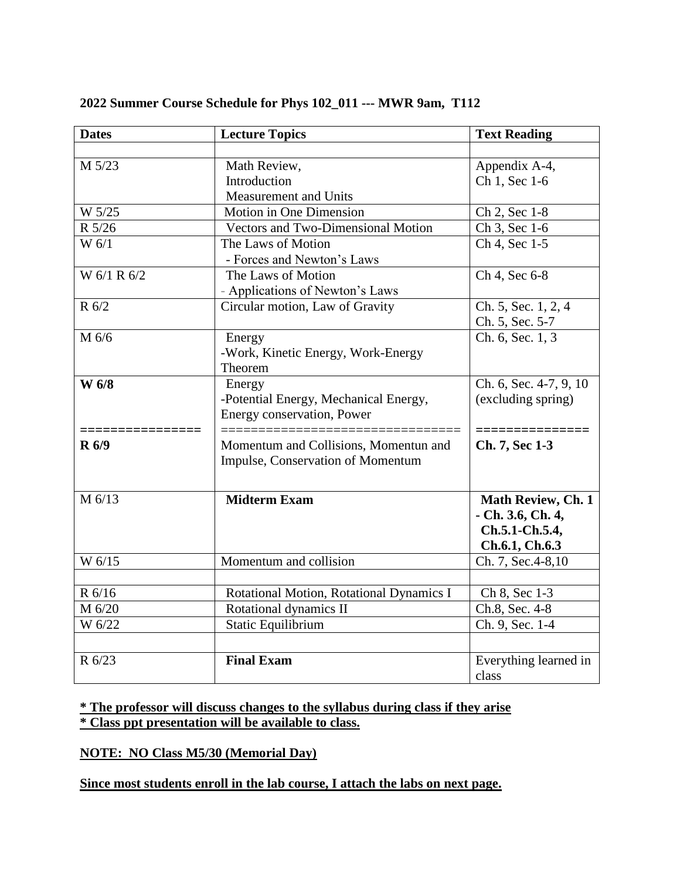**2022 Summer Course Schedule for Phys 102_011 --- MWR 9am, T112**

| Dates | Lecture Topics | Text Reading |
|---|---|---|
| | | |
| M 5/23 | Math Review,<br>Introduction<br>Measurement and Units | Appendix A-4,<br>Ch 1, Sec 1-6 |
| W 5/25 | Motion in One Dimension | Ch 2, Sec 1-8 |
| R 5/26 | Vectors and Two-Dimensional Motion | Ch 3, Sec 1-6 |
| W 6/1 | The Laws of Motion<br>- Forces and Newton's Laws | Ch 4, Sec 1-5 |
| W 6/1 R 6/2 | The Laws of Motion<br>- Applications of Newton's Laws | Ch 4, Sec 6-8 |
| R 6/2 | Circular motion, Law of Gravity | Ch. 5, Sec. 1, 2, 4<br>Ch. 5, Sec. 5-7 |
| M 6/6 | Energy<br>-Work, Kinetic Energy, Work-Energy Theorem | Ch. 6, Sec. 1, 3 |
| **W 6/8**<br>================<br>**R 6/9** | Energy<br>-Potential Energy, Mechanical Energy, Energy conservation, Power<br>================================<br>Momentum and Collisions, Momentun and Impulse, Conservation of Momentum | Ch. 6, Sec. 4-7, 9, 10 (excluding spring)<br>==============<br>**Ch. 7, Sec 1-3** |
| M 6/13 | **Midterm Exam** | **Math Review, Ch. 1 - Ch. 3.6, Ch. 4, Ch.5.1-Ch.5.4, Ch.6.1, Ch.6.3** |
| W 6/15 | Momentum and collision | Ch. 7, Sec.4-8,10 |
| | | |
| R 6/16 | Rotational Motion, Rotational Dynamics I | Ch 8, Sec 1-3 |
| M 6/20 | Rotational dynamics II | Ch.8, Sec. 4-8 |
| W 6/22 | Static Equilibrium | Ch. 9, Sec. 1-4 |
| | | |
| R 6/23 | **Final Exam** | Everything learned in class |

**<u>* The professor will discuss changes to the syllabus during class if they arise</u>**
**<u>* Class ppt presentation will be available to class.</u>**

**<u>NOTE: NO Class M5/30 (Memorial Day)</u>**

**<u>Since most students enroll in the lab course, I attach the labs on next page.</u>**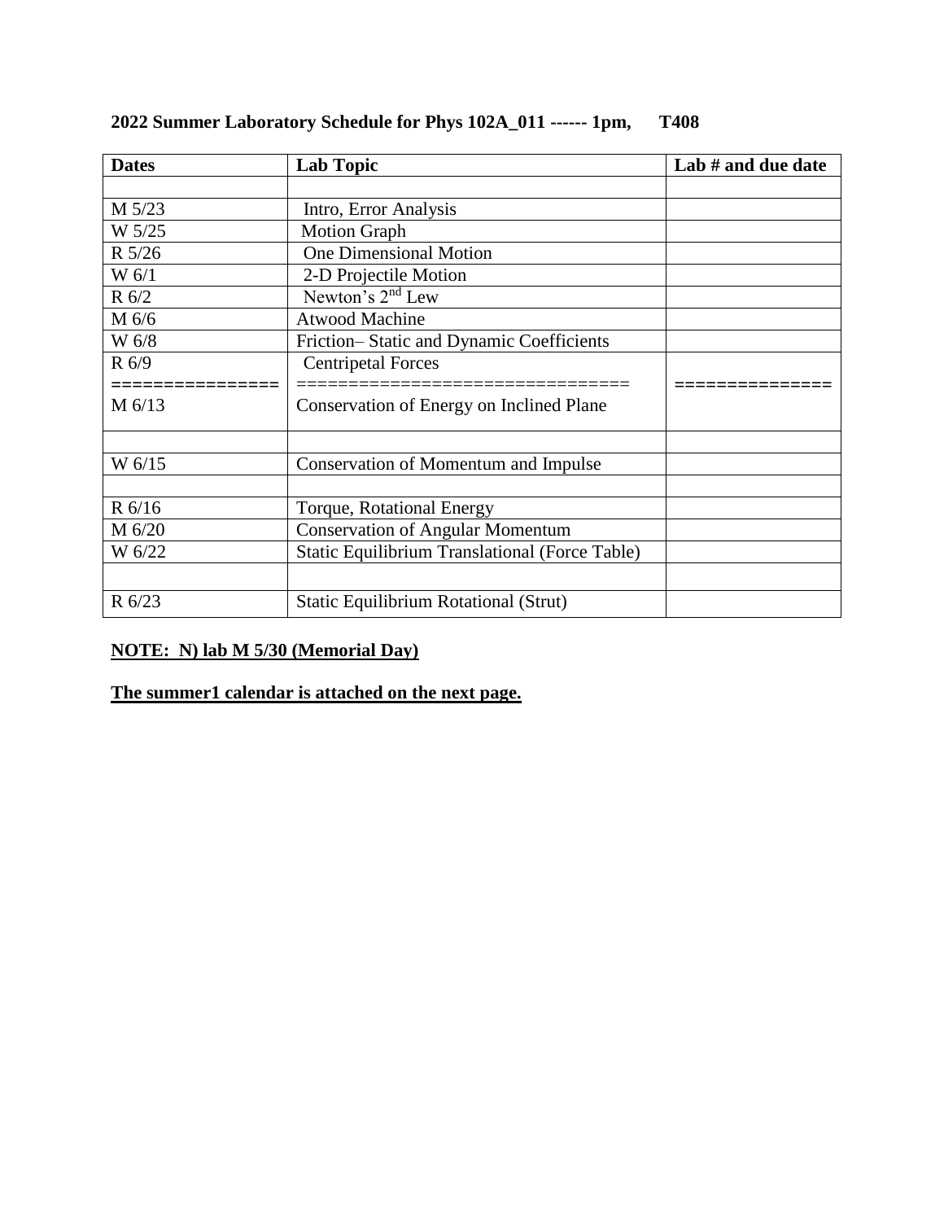**2022 Summer Laboratory Schedule for Phys 102A_011 ------ 1pm, T408**

| Dates | Lab Topic | Lab # and due date |
|---|---|---|
| | | |
| M 5/23 | Intro, Error Analysis | |
| W 5/25 | Motion Graph | |
| R 5/26 | One Dimensional Motion | |
| W 6/1 | 2-D Projectile Motion | |
| R 6/2 | Newton's 2nd Lew | |
| M 6/6 | Atwood Machine | |
| W 6/8 | Friction– Static and Dynamic Coefficients | |
| R 6/9<br>================<br>M 6/13 | Centripetal Forces<br>================================<br>Conservation of Energy on Inclined Plane | <br>============== |
| | | |
| W 6/15 | Conservation of Momentum and Impulse | |
| | | |
| R 6/16 | Torque, Rotational Energy | |
| M 6/20 | Conservation of Angular Momentum | |
| W 6/22 | Static Equilibrium Translational (Force Table) | |
| | | |
| R 6/23 | Static Equilibrium Rotational (Strut) | |

**NOTE: N) lab M 5/30 (Memorial Day)**

**The summer1 calendar is attached on the next page.**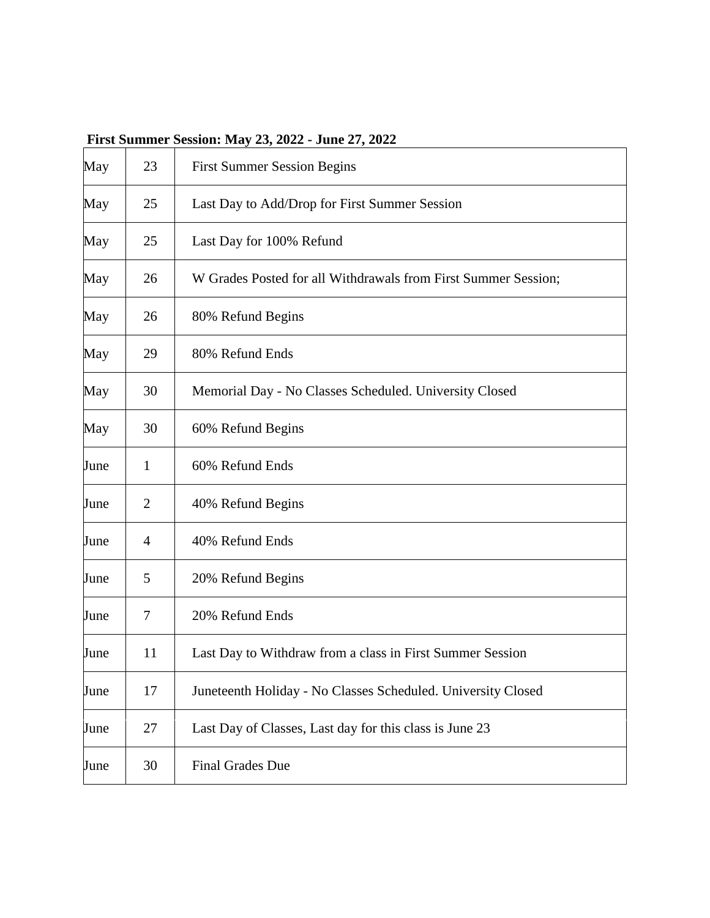**First Summer Session: May 23, 2022 - June 27, 2022**

| | | |
|---|---|---|
| May | 23 | First Summer Session Begins |
| May | 25 | Last Day to Add/Drop for First Summer Session |
| May | 25 | Last Day for 100% Refund |
| May | 26 | W Grades Posted for all Withdrawals from First Summer Session; |
| May | 26 | 80% Refund Begins |
| May | 29 | 80% Refund Ends |
| May | 30 | Memorial Day - No Classes Scheduled. University Closed |
| May | 30 | 60% Refund Begins |
| June | 1 | 60% Refund Ends |
| June | 2 | 40% Refund Begins |
| June | 4 | 40% Refund Ends |
| June | 5 | 20% Refund Begins |
| June | 7 | 20% Refund Ends |
| June | 11 | Last Day to Withdraw from a class in First Summer Session |
| June | 17 | Juneteenth Holiday - No Classes Scheduled. University Closed |
| June | 27 | Last Day of Classes, Last day for this class is June 23 |
| June | 30 | Final Grades Due |